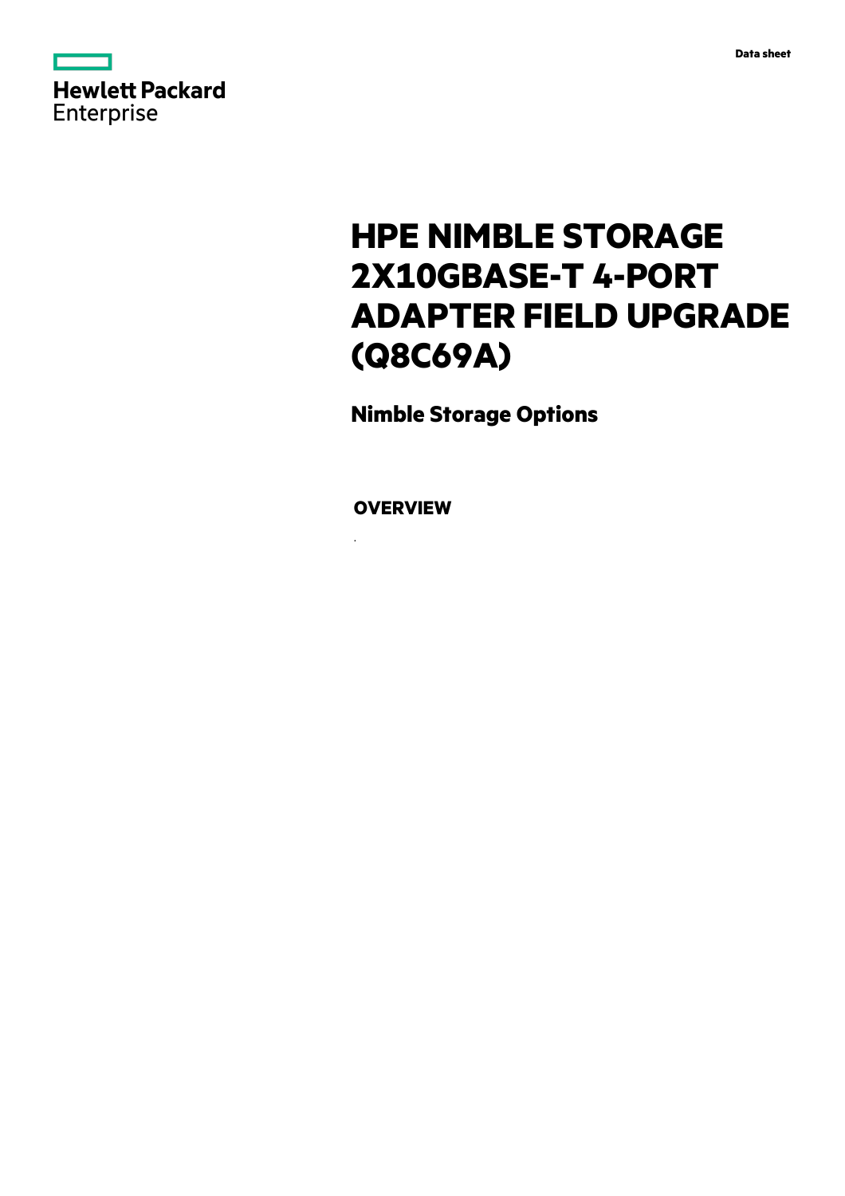Data sheet

Hewlett Packard Enterprise

# HPE NIMBLE STORAGE 2X10GBASE-T 4-PORT ADAPTER FIELD UPGRADE (Q8C69A)

## Nimble Storage Options

### OVERVIEW

.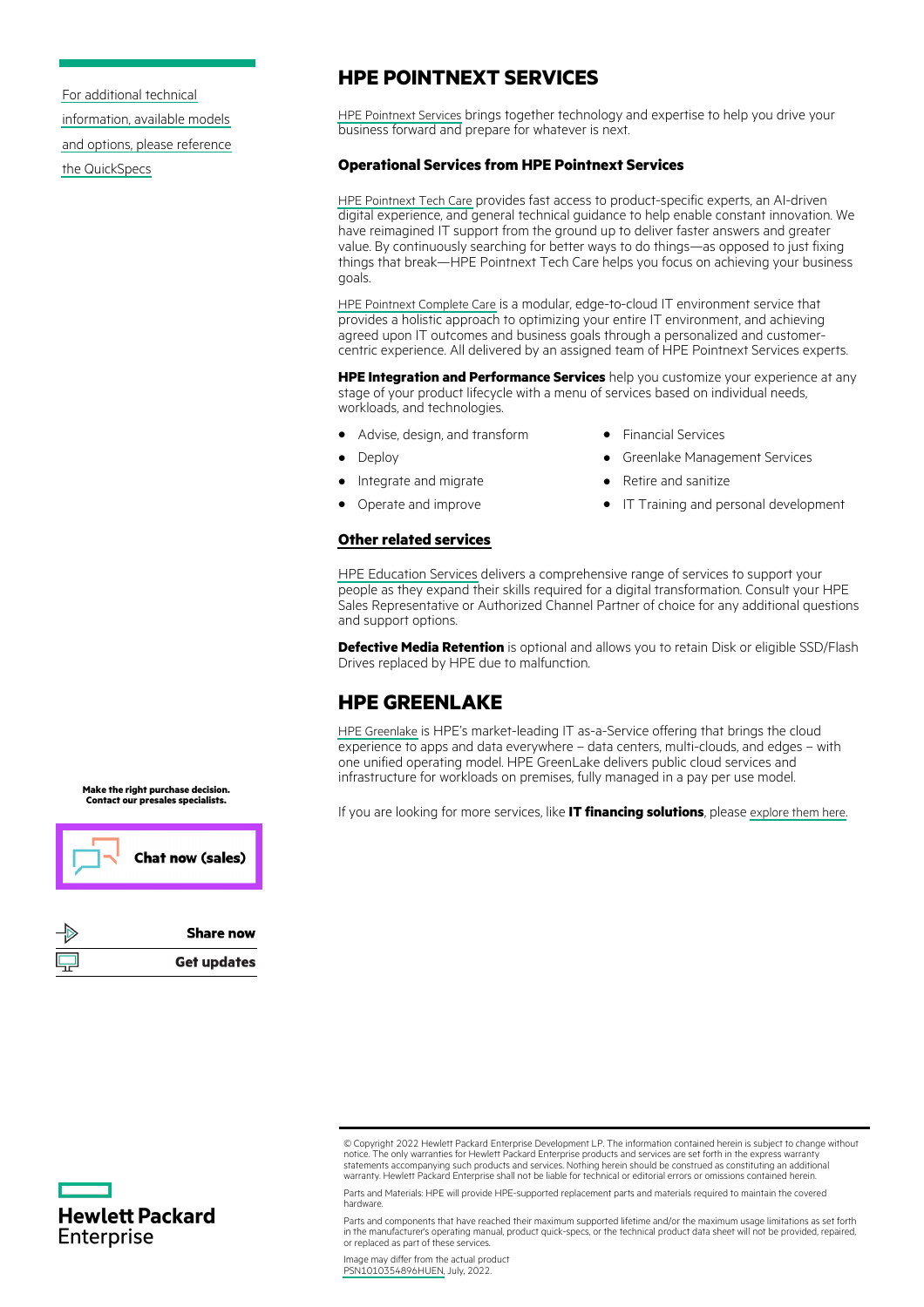For additional technical information, available models and options, please reference the QuickSpecs

# HPE POINTNEXT SERVICES

HPE Pointnext Services brings together technology and expertise to help you drive your business forward and prepare for whatever is next.

### Operational Services from HPE Pointnext Services

HPE Pointnext Tech Care provides fast access to product-specific experts, an AI-driven digital experience, and general technical guidance to help enable constant innovation. We have reimagined IT support from the ground up to deliver faster answers and greater value. By continuously searching for better ways to do things—as opposed to just fixing things that break—HPE Pointnext Tech Care helps you focus on achieving your business goals.

HPE Pointnext Complete Care is a modular, edge-to-cloud IT environment service that provides a holistic approach to optimizing your entire IT environment, and achieving agreed upon IT outcomes and business goals through a personalized and customer-centric experience. All delivered by an assigned team of HPE Pointnext Services experts.

**HPE Integration and Performance Services** help you customize your experience at any stage of your product lifecycle with a menu of services based on individual needs, workloads, and technologies.

- Advise, design, and transform
- Deploy
- Integrate and migrate
- Operate and improve
- Financial Services
- Greenlake Management Services
- Retire and sanitize
- IT Training and personal development

### Other related services

HPE Education Services delivers a comprehensive range of services to support your people as they expand their skills required for a digital transformation. Consult your HPE Sales Representative or Authorized Channel Partner of choice for any additional questions and support options.

**Defective Media Retention** is optional and allows you to retain Disk or eligible SSD/Flash Drives replaced by HPE due to malfunction.

# HPE GREENLAKE

HPE Greenlake is HPE's market-leading IT as-a-Service offering that brings the cloud experience to apps and data everywhere – data centers, multi-clouds, and edges – with one unified operating model. HPE GreenLake delivers public cloud services and infrastructure for workloads on premises, fully managed in a pay per use model.

If you are looking for more services, like **IT financing solutions**, please explore them here.

**Make the right purchase decision. Contact our presales specialists.**

**Chat now (sales)**

**Share now**

**Get updates**

© Copyright 2022 Hewlett Packard Enterprise Development LP. The information contained herein is subject to change without notice. The only warranties for Hewlett Packard Enterprise products and services are set forth in the express warranty statements accompanying such products and services. Nothing herein should be construed as constituting an additional warranty. Hewlett Packard Enterprise shall not be liable for technical or editorial errors or omissions contained herein.

Parts and Materials: HPE will provide HPE-supported replacement parts and materials required to maintain the covered hardware.

Parts and components that have reached their maximum supported lifetime and/or the maximum usage limitations as set forth in the manufacturer's operating manual, product quick-specs, or the technical product data sheet will not be provided, repaired, or replaced as part of these services.

Image may differ from the actual product

PSN1010354896HUEN, July, 2022.

**Hewlett Packard** Enterprise